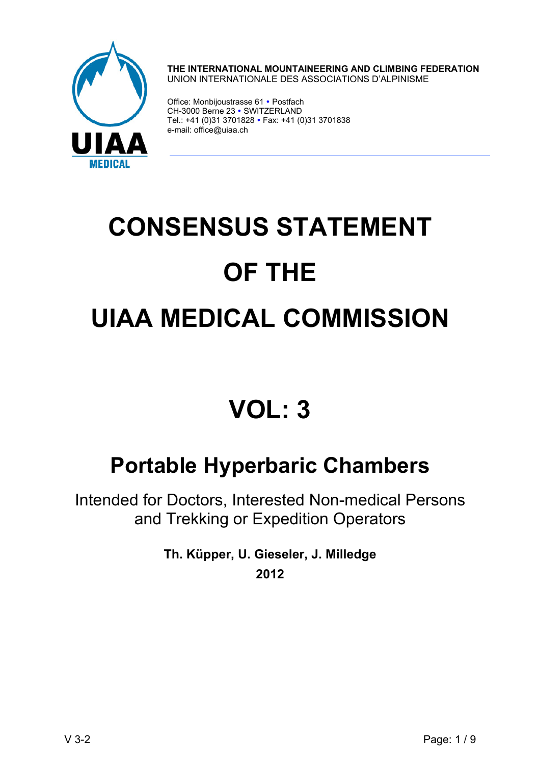**THE INTERNATIONAL MOUNTAINEERING AND CLIMBING FEDERATION**
UNION INTERNATIONALE DES ASSOCIATIONS D'ALPINISME

Office: Monbijoustrasse 61 • Postfach
CH-3000 Berne 23 • SWITZERLAND
Tel.: +41 (0)31 3701828 • Fax: +41 (0)31 3701838
e-mail: office@uiaa.ch

# CONSENSUS STATEMENT OF THE UIAA MEDICAL COMMISSION

# VOL: 3

## Portable Hyperbaric Chambers

Intended for Doctors, Interested Non-medical Persons and Trekking or Expedition Operators

**Th. Küpper, U. Gieseler, J. Milledge**

**2012**

V 3-2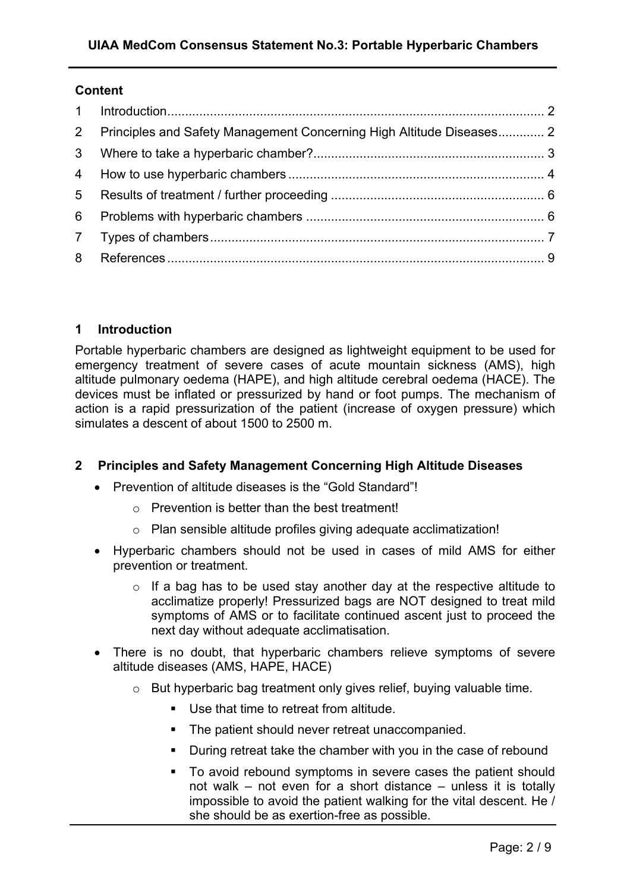**Content**

1 Introduction .......... 2
2 Principles and Safety Management Concerning High Altitude Diseases .......... 2
3 Where to take a hyperbaric chamber? .......... 3
4 How to use hyperbaric chambers .......... 4
5 Results of treatment / further proceeding .......... 6
6 Problems with hyperbaric chambers .......... 6
7 Types of chambers .......... 7
8 References .......... 9

## 1 Introduction

Portable hyperbaric chambers are designed as lightweight equipment to be used for emergency treatment of severe cases of acute mountain sickness (AMS), high altitude pulmonary oedema (HAPE), and high altitude cerebral oedema (HACE). The devices must be inflated or pressurized by hand or foot pumps. The mechanism of action is a rapid pressurization of the patient (increase of oxygen pressure) which simulates a descent of about 1500 to 2500 m.

## 2 Principles and Safety Management Concerning High Altitude Diseases

- Prevention of altitude diseases is the "Gold Standard"!
  - Prevention is better than the best treatment!
  - Plan sensible altitude profiles giving adequate acclimatization!
- Hyperbaric chambers should not be used in cases of mild AMS for either prevention or treatment.
  - If a bag has to be used stay another day at the respective altitude to acclimatize properly! Pressurized bags are NOT designed to treat mild symptoms of AMS or to facilitate continued ascent just to proceed the next day without adequate acclimatisation.
- There is no doubt, that hyperbaric chambers relieve symptoms of severe altitude diseases (AMS, HAPE, HACE)
  - But hyperbaric bag treatment only gives relief, buying valuable time.
    - Use that time to retreat from altitude.
    - The patient should never retreat unaccompanied.
    - During retreat take the chamber with you in the case of rebound
    - To avoid rebound symptoms in severe cases the patient should not walk – not even for a short distance – unless it is totally impossible to avoid the patient walking for the vital descent. He / she should be as exertion-free as possible.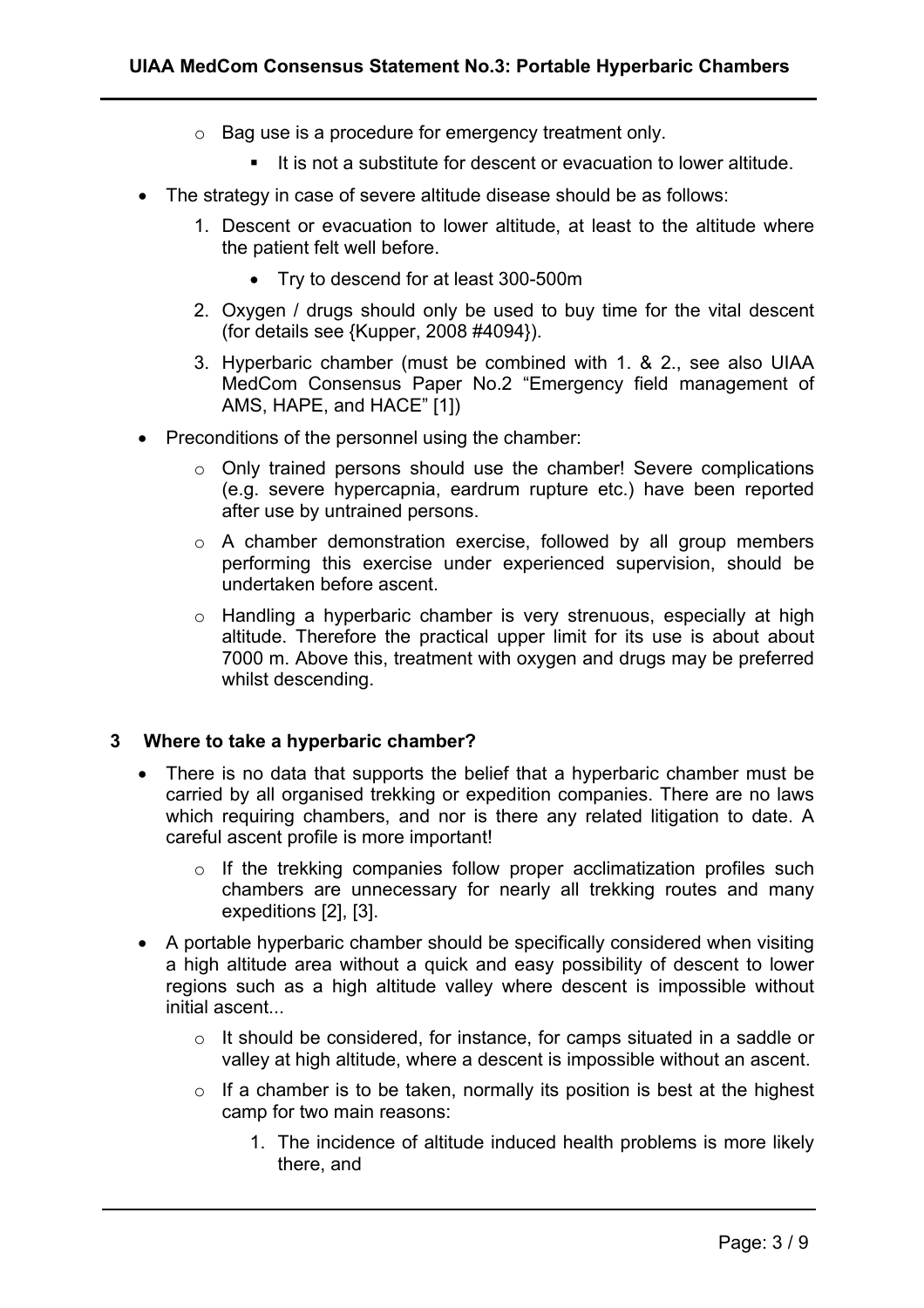- Bag use is a procedure for emergency treatment only.
    - It is not a substitute for descent or evacuation to lower altitude.
- The strategy in case of severe altitude disease should be as follows:
  1. Descent or evacuation to lower altitude, at least to the altitude where the patient felt well before.
     - Try to descend for at least 300-500m
  2. Oxygen / drugs should only be used to buy time for the vital descent (for details see {Kupper, 2008 #4094}).
  3. Hyperbaric chamber (must be combined with 1. & 2., see also UIAA MedCom Consensus Paper No.2 "Emergency field management of AMS, HAPE, and HACE" [1])
- Preconditions of the personnel using the chamber:
  - Only trained persons should use the chamber! Severe complications (e.g. severe hypercapnia, eardrum rupture etc.) have been reported after use by untrained persons.
  - A chamber demonstration exercise, followed by all group members performing this exercise under experienced supervision, should be undertaken before ascent.
  - Handling a hyperbaric chamber is very strenuous, especially at high altitude. Therefore the practical upper limit for its use is about about 7000 m. Above this, treatment with oxygen and drugs may be preferred whilst descending.

## 3 Where to take a hyperbaric chamber?

- There is no data that supports the belief that a hyperbaric chamber must be carried by all organised trekking or expedition companies. There are no laws which requiring chambers, and nor is there any related litigation to date. A careful ascent profile is more important!
  - If the trekking companies follow proper acclimatization profiles such chambers are unnecessary for nearly all trekking routes and many expeditions [2], [3].
- A portable hyperbaric chamber should be specifically considered when visiting a high altitude area without a quick and easy possibility of descent to lower regions such as a high altitude valley where descent is impossible without initial ascent...
  - It should be considered, for instance, for camps situated in a saddle or valley at high altitude, where a descent is impossible without an ascent.
  - If a chamber is to be taken, normally its position is best at the highest camp for two main reasons:
    1. The incidence of altitude induced health problems is more likely there, and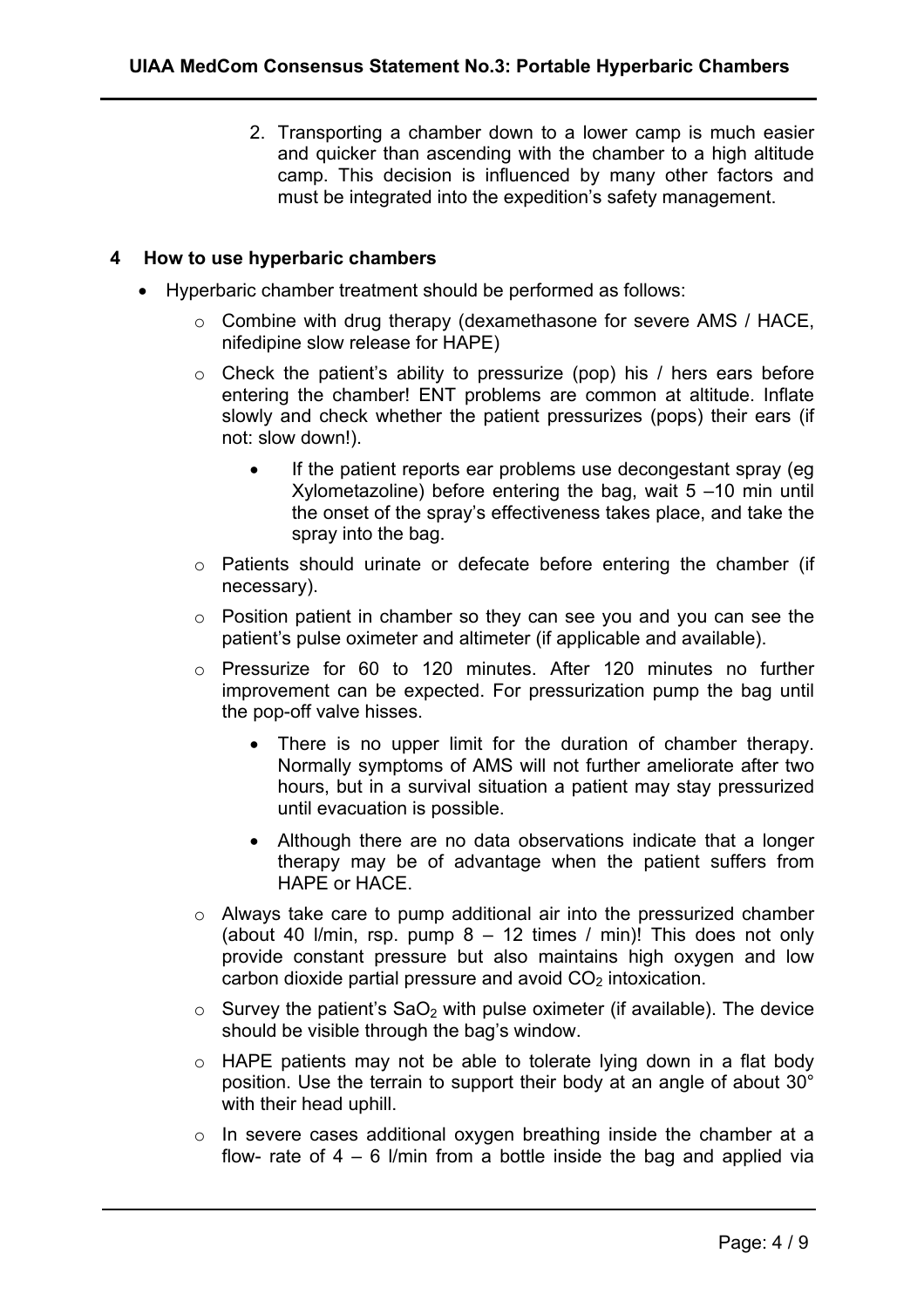2. Transporting a chamber down to a lower camp is much easier and quicker than ascending with the chamber to a high altitude camp. This decision is influenced by many other factors and must be integrated into the expedition's safety management.

## 4 How to use hyperbaric chambers

- Hyperbaric chamber treatment should be performed as follows:
  - Combine with drug therapy (dexamethasone for severe AMS / HACE, nifedipine slow release for HAPE)
  - Check the patient's ability to pressurize (pop) his / hers ears before entering the chamber! ENT problems are common at altitude. Inflate slowly and check whether the patient pressurizes (pops) their ears (if not: slow down!).
    - If the patient reports ear problems use decongestant spray (eg Xylometazoline) before entering the bag, wait 5 –10 min until the onset of the spray's effectiveness takes place, and take the spray into the bag.
  - Patients should urinate or defecate before entering the chamber (if necessary).
  - Position patient in chamber so they can see you and you can see the patient's pulse oximeter and altimeter (if applicable and available).
  - Pressurize for 60 to 120 minutes. After 120 minutes no further improvement can be expected. For pressurization pump the bag until the pop-off valve hisses.
    - There is no upper limit for the duration of chamber therapy. Normally symptoms of AMS will not further ameliorate after two hours, but in a survival situation a patient may stay pressurized until evacuation is possible.
    - Although there are no data observations indicate that a longer therapy may be of advantage when the patient suffers from HAPE or HACE.
  - Always take care to pump additional air into the pressurized chamber (about 40 l/min, rsp. pump 8 – 12 times / min)! This does not only provide constant pressure but also maintains high oxygen and low carbon dioxide partial pressure and avoid $CO_2$ intoxication.
  - Survey the patient's $SaO_2$ with pulse oximeter (if available). The device should be visible through the bag's window.
  - HAPE patients may not be able to tolerate lying down in a flat body position. Use the terrain to support their body at an angle of about 30° with their head uphill.
  - In severe cases additional oxygen breathing inside the chamber at a flow- rate of 4 – 6 l/min from a bottle inside the bag and applied via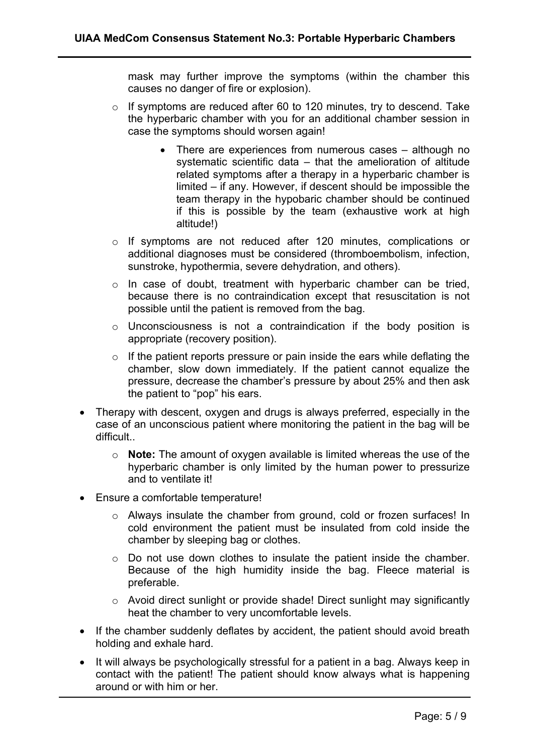mask may further improve the symptoms (within the chamber this causes no danger of fire or explosion).

- If symptoms are reduced after 60 to 120 minutes, try to descend. Take the hyperbaric chamber with you for an additional chamber session in case the symptoms should worsen again!
    - There are experiences from numerous cases – although no systematic scientific data – that the amelioration of altitude related symptoms after a therapy in a hyperbaric chamber is limited – if any. However, if descent should be impossible the team therapy in the hypobaric chamber should be continued if this is possible by the team (exhaustive work at high altitude!)
- If symptoms are not reduced after 120 minutes, complications or additional diagnoses must be considered (thromboembolism, infection, sunstroke, hypothermia, severe dehydration, and others).
- In case of doubt, treatment with hyperbaric chamber can be tried, because there is no contraindication except that resuscitation is not possible until the patient is removed from the bag.
- Unconsciousness is not a contraindication if the body position is appropriate (recovery position).
- If the patient reports pressure or pain inside the ears while deflating the chamber, slow down immediately. If the patient cannot equalize the pressure, decrease the chamber's pressure by about 25% and then ask the patient to "pop" his ears.

- Therapy with descent, oxygen and drugs is always preferred, especially in the case of an unconscious patient where monitoring the patient in the bag will be difficult..
    - **Note:** The amount of oxygen available is limited whereas the use of the hyperbaric chamber is only limited by the human power to pressurize and to ventilate it!
- Ensure a comfortable temperature!
    - Always insulate the chamber from ground, cold or frozen surfaces! In cold environment the patient must be insulated from cold inside the chamber by sleeping bag or clothes.
    - Do not use down clothes to insulate the patient inside the chamber. Because of the high humidity inside the bag. Fleece material is preferable.
    - Avoid direct sunlight or provide shade! Direct sunlight may significantly heat the chamber to very uncomfortable levels.
- If the chamber suddenly deflates by accident, the patient should avoid breath holding and exhale hard.
- It will always be psychologically stressful for a patient in a bag. Always keep in contact with the patient! The patient should know always what is happening around or with him or her.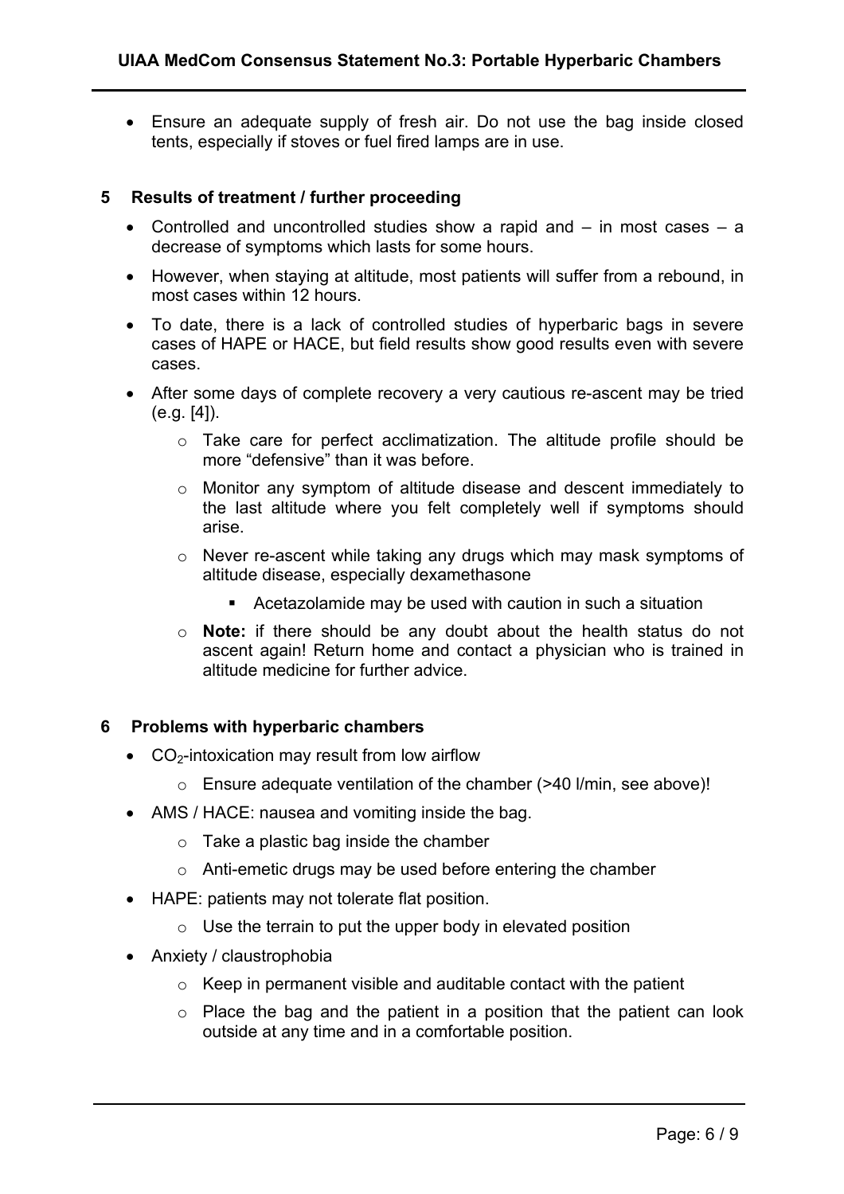- Ensure an adequate supply of fresh air. Do not use the bag inside closed tents, especially if stoves or fuel fired lamps are in use.

## 5 Results of treatment / further proceeding

- Controlled and uncontrolled studies show a rapid and – in most cases – a decrease of symptoms which lasts for some hours.
- However, when staying at altitude, most patients will suffer from a rebound, in most cases within 12 hours.
- To date, there is a lack of controlled studies of hyperbaric bags in severe cases of HAPE or HACE, but field results show good results even with severe cases.
- After some days of complete recovery a very cautious re-ascent may be tried (e.g. [4]).
  - Take care for perfect acclimatization. The altitude profile should be more "defensive" than it was before.
  - Monitor any symptom of altitude disease and descent immediately to the last altitude where you felt completely well if symptoms should arise.
  - Never re-ascent while taking any drugs which may mask symptoms of altitude disease, especially dexamethasone
    - Acetazolamide may be used with caution in such a situation
  - **Note:** if there should be any doubt about the health status do not ascent again! Return home and contact a physician who is trained in altitude medicine for further advice.

## 6 Problems with hyperbaric chambers

- $CO_2$-intoxication may result from low airflow
  - Ensure adequate ventilation of the chamber (>40 l/min, see above)!
- AMS / HACE: nausea and vomiting inside the bag.
  - Take a plastic bag inside the chamber
  - Anti-emetic drugs may be used before entering the chamber
- HAPE: patients may not tolerate flat position.
  - Use the terrain to put the upper body in elevated position
- Anxiety / claustrophobia
  - Keep in permanent visible and auditable contact with the patient
  - Place the bag and the patient in a position that the patient can look outside at any time and in a comfortable position.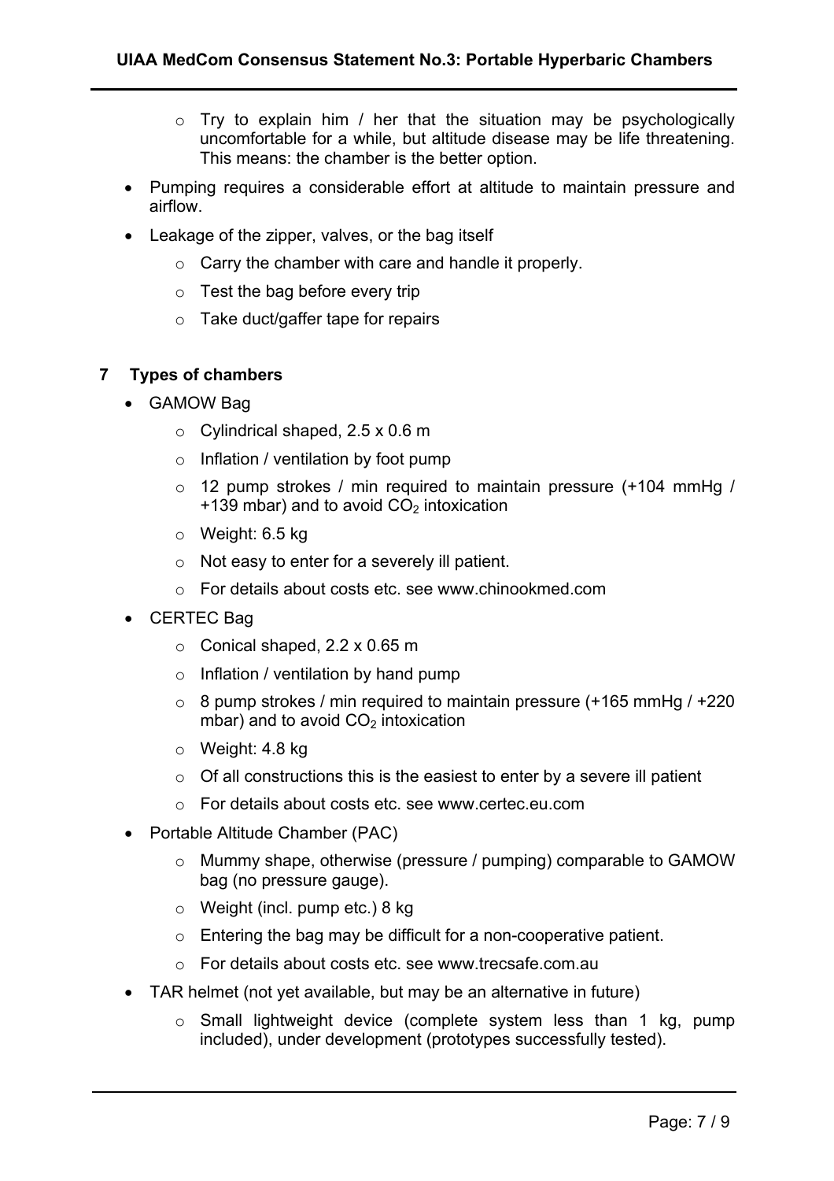- Try to explain him / her that the situation may be psychologically uncomfortable for a while, but altitude disease may be life threatening. This means: the chamber is the better option.
- Pumping requires a considerable effort at altitude to maintain pressure and airflow.
- Leakage of the zipper, valves, or the bag itself
    - Carry the chamber with care and handle it properly.
    - Test the bag before every trip
    - Take duct/gaffer tape for repairs

## 7 Types of chambers

- GAMOW Bag
    - Cylindrical shaped, 2.5 x 0.6 m
    - Inflation / ventilation by foot pump
    - 12 pump strokes / min required to maintain pressure (+104 mmHg / +139 mbar) and to avoid $CO_2$ intoxication
    - Weight: 6.5 kg
    - Not easy to enter for a severely ill patient.
    - For details about costs etc. see www.chinookmed.com
- CERTEC Bag
    - Conical shaped, 2.2 x 0.65 m
    - Inflation / ventilation by hand pump
    - 8 pump strokes / min required to maintain pressure (+165 mmHg / +220 mbar) and to avoid $CO_2$ intoxication
    - Weight: 4.8 kg
    - Of all constructions this is the easiest to enter by a severe ill patient
    - For details about costs etc. see www.certec.eu.com
- Portable Altitude Chamber (PAC)
    - Mummy shape, otherwise (pressure / pumping) comparable to GAMOW bag (no pressure gauge).
    - Weight (incl. pump etc.) 8 kg
    - Entering the bag may be difficult for a non-cooperative patient.
    - For details about costs etc. see www.trecsafe.com.au
- TAR helmet (not yet available, but may be an alternative in future)
    - Small lightweight device (complete system less than 1 kg, pump included), under development (prototypes successfully tested).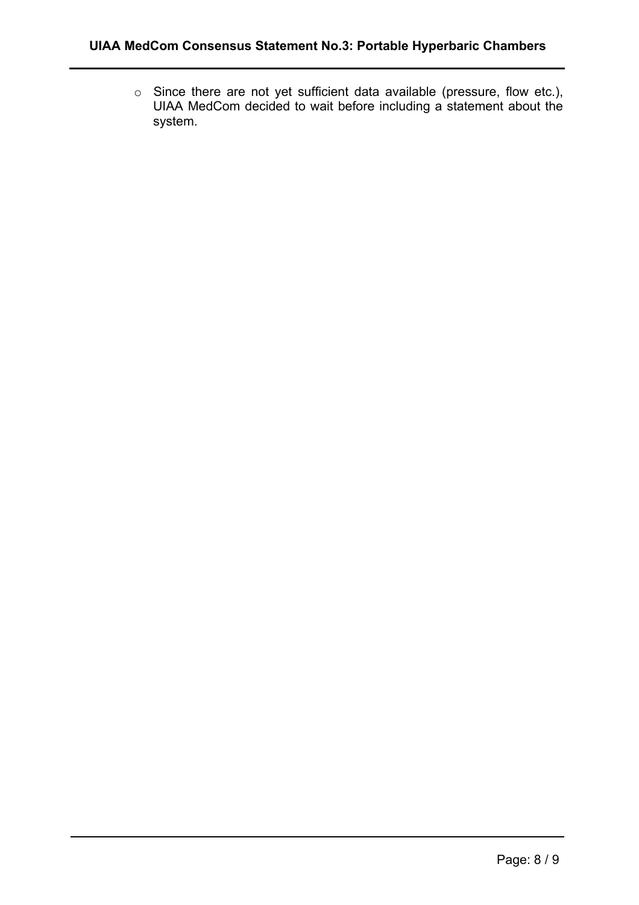- Since there are not yet sufficient data available (pressure, flow etc.), UIAA MedCom decided to wait before including a statement about the system.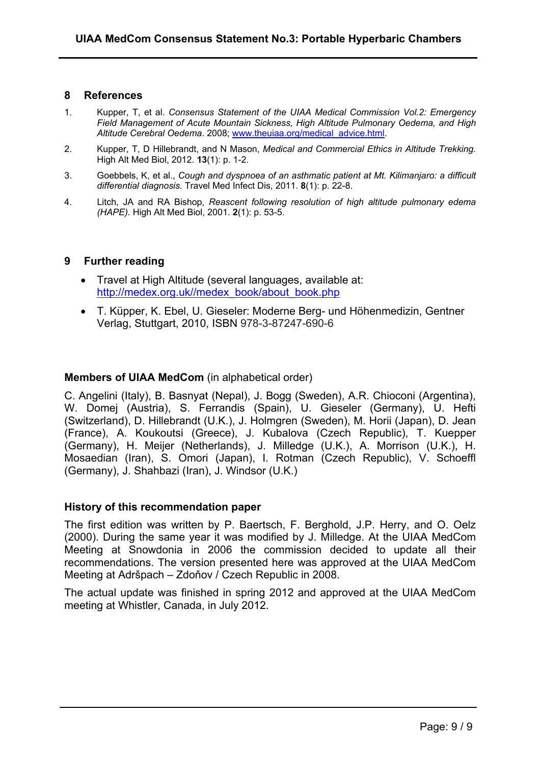## 8 References

1. Kupper, T, et al. *Consensus Statement of the UIAA Medical Commission Vol.2: Emergency Field Management of Acute Mountain Sickness, High Altitude Pulmonary Oedema, and High Altitude Cerebral Oedema*. 2008; www.theuiaa.org/medical_advice.html.
2. Kupper, T, D Hillebrandt, and N Mason, *Medical and Commercial Ethics in Altitude Trekking.* High Alt Med Biol, 2012. **13**(1): p. 1-2.
3. Goebbels, K, et al., *Cough and dyspnoea of an asthmatic patient at Mt. Kilimanjaro: a difficult differential diagnosis.* Travel Med Infect Dis, 2011. **8**(1): p. 22-8.
4. Litch, JA and RA Bishop, *Reascent following resolution of high altitude pulmonary edema (HAPE).* High Alt Med Biol, 2001. **2**(1): p. 53-5.

## 9 Further reading

- Travel at High Altitude (several languages, available at: http://medex.org.uk//medex_book/about_book.php
- T. Küpper, K. Ebel, U. Gieseler: Moderne Berg- und Höhenmedizin, Gentner Verlag, Stuttgart, 2010, ISBN 978-3-87247-690-6

**Members of UIAA MedCom** (in alphabetical order)

C. Angelini (Italy), B. Basnyat (Nepal), J. Bogg (Sweden), A.R. Chioconi (Argentina), W. Domej (Austria), S. Ferrandis (Spain), U. Gieseler (Germany), U. Hefti (Switzerland), D. Hillebrandt (U.K.), J. Holmgren (Sweden), M. Horii (Japan), D. Jean (France), A. Koukoutsi (Greece), J. Kubalova (Czech Republic), T. Kuepper (Germany), H. Meijer (Netherlands), J. Milledge (U.K.), A. Morrison (U.K.), H. Mosaedian (Iran), S. Omori (Japan), I. Rotman (Czech Republic), V. Schoeffl (Germany), J. Shahbazi (Iran), J. Windsor (U.K.)

**History of this recommendation paper**

The first edition was written by P. Baertsch, F. Berghold, J.P. Herry, and O. Oelz (2000). During the same year it was modified by J. Milledge. At the UIAA MedCom Meeting at Snowdonia in 2006 the commission decided to update all their recommendations. The version presented here was approved at the UIAA MedCom Meeting at Adršpach – Zdoňov / Czech Republic in 2008.

The actual update was finished in spring 2012 and approved at the UIAA MedCom meeting at Whistler, Canada, in July 2012.